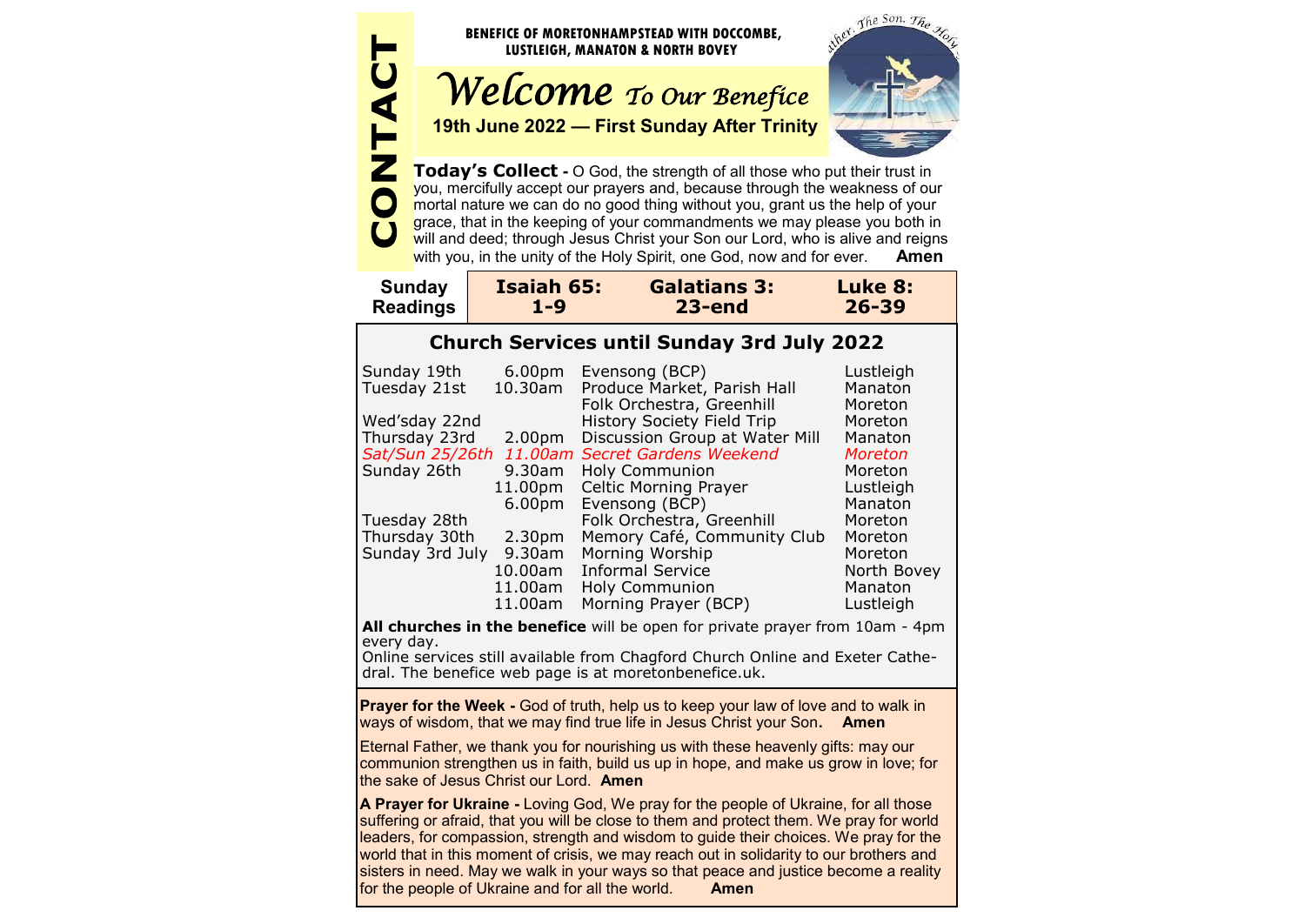CONTACT

**BENEFICE OF MORETONHAMPSTEAD WITH DOCCOMBE, LUSTLEIGH, MANATON & NORTH BOVEY**

# *Welcome To Our Benefice*

**19th June 2022 — First Sunday After Trinity**

**Today's Collect -** O God, the strength of all those who put their trust in you, mercifully accept our prayers and, because through the weakness of our mortal nature we can do no good thing without you, grant us the help of your grace, that in the keeping of your commandments we may please you both in will and deed; through Jesus Christ your Son our Lord, who is alive and reigns with you, in the unity of the Holy Spirit, one God, now and for ever. **Amen**

| Sunday Readings | Isaiah 65: 1-9 | Galatians 3: 23-end | Luke 8: 26-39 |
|---|---|---|---|

## Church Services until Sunday 3rd July 2022

| | | | |
|---|---|---|---|
| Sunday 19th | 6.00pm | Evensong (BCP) | Lustleigh |
| Tuesday 21st | 10.30am | Produce Market, Parish Hall | Manaton |
| | | Folk Orchestra, Greenhill | Moreton |
| Wed'sday 22nd | | History Society Field Trip | Moreton |
| Thursday 23rd | 2.00pm | Discussion Group at Water Mill | Manaton |
| *Sat/Sun 25/26th* | *11.00am* | *Secret Gardens Weekend* | *Moreton* |
| Sunday 26th | 9.30am | Holy Communion | Moreton |
| | 11.00pm | Celtic Morning Prayer | Lustleigh |
| | 6.00pm | Evensong (BCP) | Manaton |
| Tuesday 28th | | Folk Orchestra, Greenhill | Moreton |
| Thursday 30th | 2.30pm | Memory Café, Community Club | Moreton |
| Sunday 3rd July | 9.30am | Morning Worship | Moreton |
| | 10.00am | Informal Service | North Bovey |
| | 11.00am | Holy Communion | Manaton |
| | 11.00am | Morning Prayer (BCP) | Lustleigh |

**All churches in the benefice** will be open for private prayer from 10am - 4pm every day.

Online services still available from Chagford Church Online and Exeter Cathedral. The benefice web page is at moretonbenefice.uk.

**Prayer for the Week -** God of truth, help us to keep your law of love and to walk in ways of wisdom, that we may find true life in Jesus Christ your Son**. Amen**

Eternal Father, we thank you for nourishing us with these heavenly gifts: may our communion strengthen us in faith, build us up in hope, and make us grow in love; for the sake of Jesus Christ our Lord. **Amen**

**A Prayer for Ukraine -** Loving God, We pray for the people of Ukraine, for all those suffering or afraid, that you will be close to them and protect them. We pray for world leaders, for compassion, strength and wisdom to guide their choices. We pray for the world that in this moment of crisis, we may reach out in solidarity to our brothers and sisters in need. May we walk in your ways so that peace and justice become a reality for the people of Ukraine and for all the world. **Amen**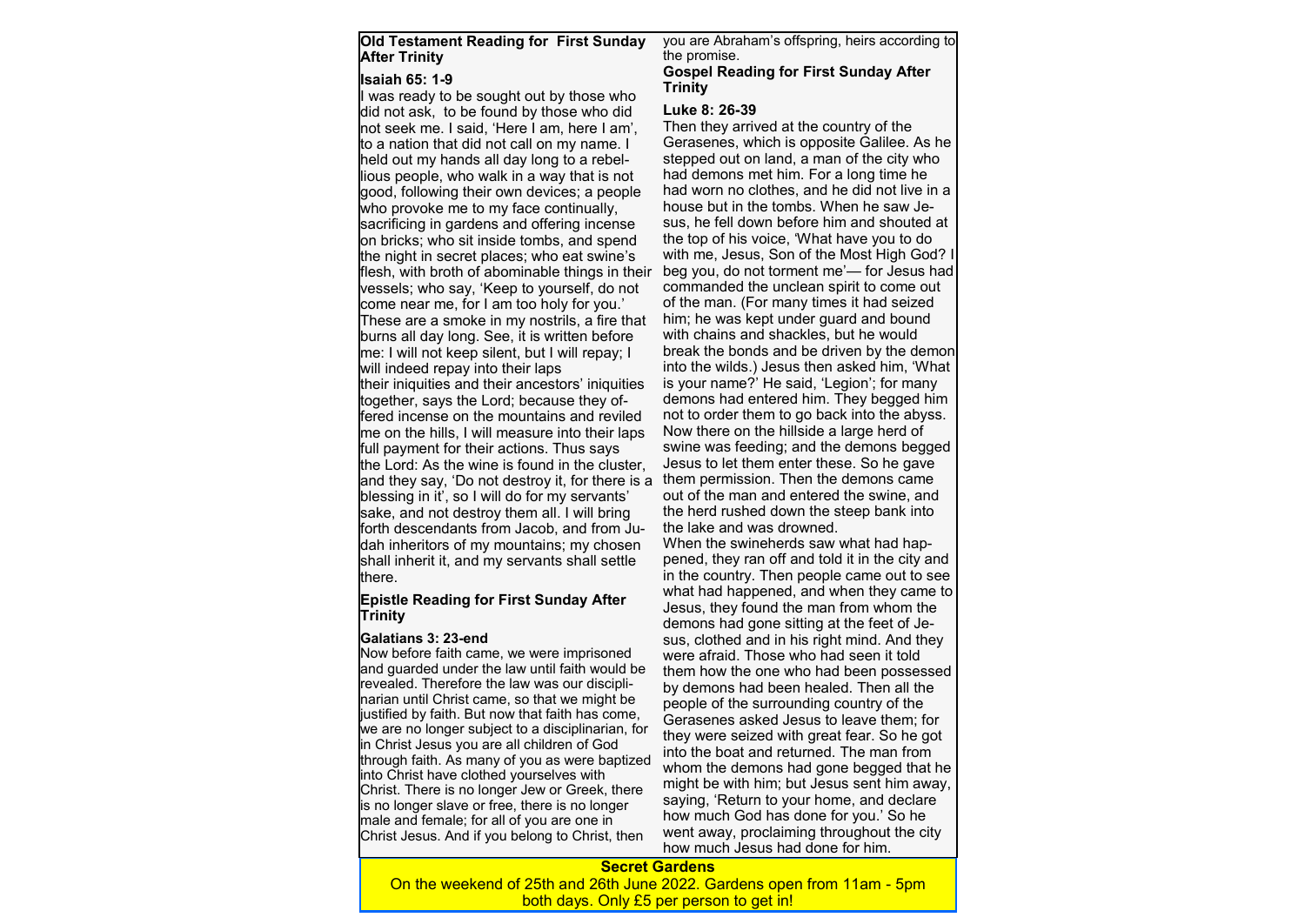## Old Testament Reading for First Sunday After Trinity

### Isaiah 65: 1-9

I was ready to be sought out by those who did not ask, to be found by those who did not seek me. I said, 'Here I am, here I am', to a nation that did not call on my name. I held out my hands all day long to a rebellious people, who walk in a way that is not good, following their own devices; a people who provoke me to my face continually, sacrificing in gardens and offering incense on bricks; who sit inside tombs, and spend the night in secret places; who eat swine's flesh, with broth of abominable things in their vessels; who say, 'Keep to yourself, do not come near me, for I am too holy for you.' These are a smoke in my nostrils, a fire that burns all day long. See, it is written before me: I will not keep silent, but I will repay; I will indeed repay into their laps their iniquities and their ancestors' iniquities together, says the Lord; because they offered incense on the mountains and reviled me on the hills, I will measure into their laps full payment for their actions. Thus says the Lord: As the wine is found in the cluster, and they say, 'Do not destroy it, for there is a blessing in it', so I will do for my servants' sake, and not destroy them all. I will bring forth descendants from Jacob, and from Judah inheritors of my mountains; my chosen shall inherit it, and my servants shall settle there.

## Epistle Reading for First Sunday After Trinity

### Galatians 3: 23-end

Now before faith came, we were imprisoned and guarded under the law until faith would be revealed. Therefore the law was our disciplinarian until Christ came, so that we might be justified by faith. But now that faith has come, we are no longer subject to a disciplinarian, for in Christ Jesus you are all children of God through faith. As many of you as were baptized into Christ have clothed yourselves with Christ. There is no longer Jew or Greek, there is no longer slave or free, there is no longer male and female; for all of you are one in Christ Jesus. And if you belong to Christ, then you are Abraham's offspring, heirs according to the promise.

## Gospel Reading for First Sunday After Trinity

### Luke 8: 26-39

Then they arrived at the country of the Gerasenes, which is opposite Galilee. As he stepped out on land, a man of the city who had demons met him. For a long time he had worn no clothes, and he did not live in a house but in the tombs. When he saw Jesus, he fell down before him and shouted at the top of his voice, 'What have you to do with me, Jesus, Son of the Most High God? I beg you, do not torment me'— for Jesus had commanded the unclean spirit to come out of the man. (For many times it had seized him; he was kept under guard and bound with chains and shackles, but he would break the bonds and be driven by the demon into the wilds.) Jesus then asked him, 'What is your name?' He said, 'Legion'; for many demons had entered him. They begged him not to order them to go back into the abyss. Now there on the hillside a large herd of swine was feeding; and the demons begged Jesus to let them enter these. So he gave them permission. Then the demons came out of the man and entered the swine, and the herd rushed down the steep bank into the lake and was drowned.

When the swineherds saw what had happened, they ran off and told it in the city and in the country. Then people came out to see what had happened, and when they came to Jesus, they found the man from whom the demons had gone sitting at the feet of Jesus, clothed and in his right mind. And they were afraid. Those who had seen it told them how the one who had been possessed by demons had been healed. Then all the people of the surrounding country of the Gerasenes asked Jesus to leave them; for they were seized with great fear. So he got into the boat and returned. The man from whom the demons had gone begged that he might be with him; but Jesus sent him away, saying, 'Return to your home, and declare how much God has done for you.' So he went away, proclaiming throughout the city how much Jesus had done for him.

**Secret Gardens**

On the weekend of 25th and 26th June 2022. Gardens open from 11am - 5pm both days. Only £5 per person to get in!